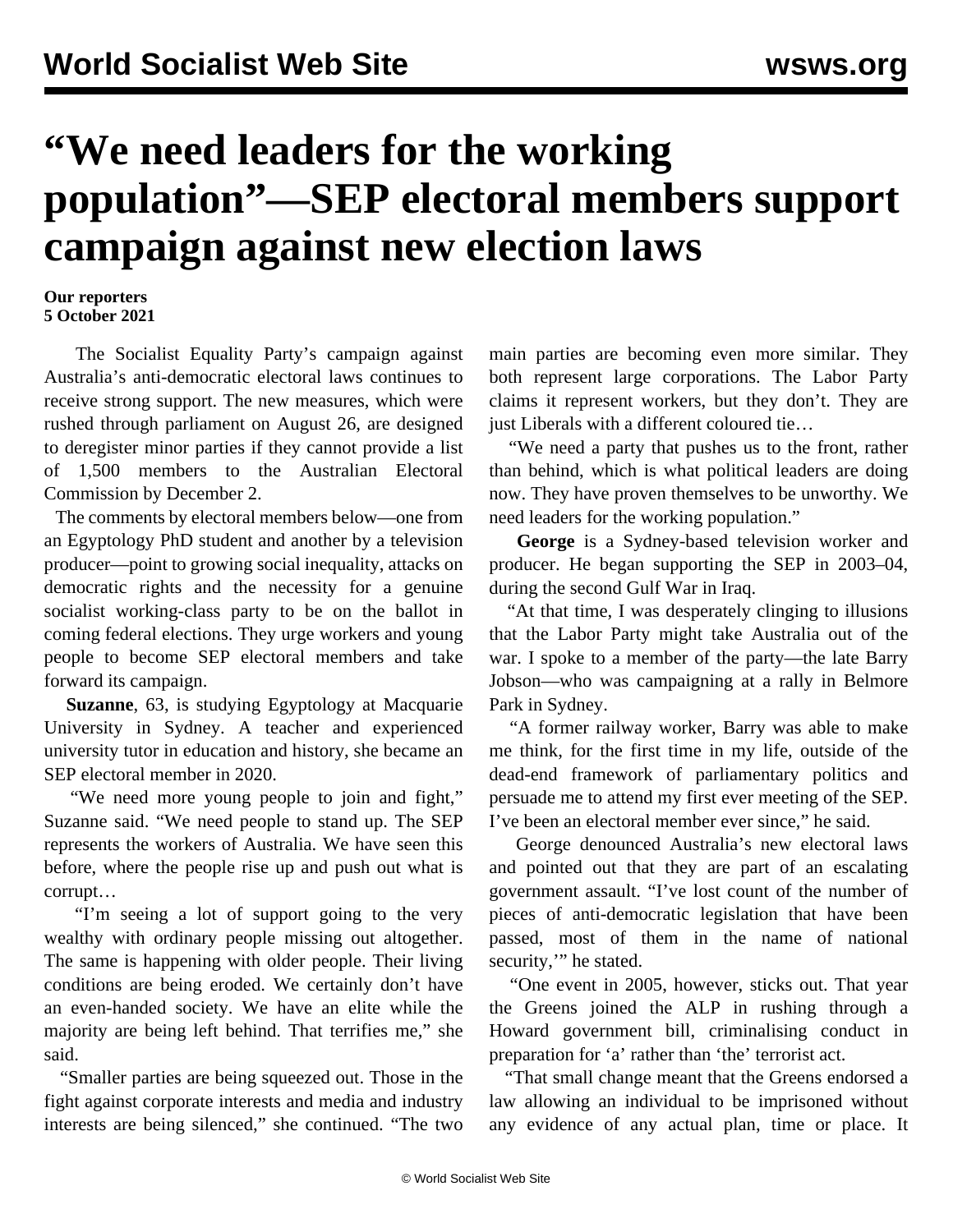# "We need leaders for the working population"—SEP electoral members support campaign against new election laws

**Our reporters**
**5 October 2021**

The Socialist Equality Party's campaign against Australia's anti-democratic electoral laws continues to receive strong support. The new measures, which were rushed through parliament on August 26, are designed to deregister minor parties if they cannot provide a list of 1,500 members to the Australian Electoral Commission by December 2.

The comments by electoral members below—one from an Egyptology PhD student and another by a television producer—point to growing social inequality, attacks on democratic rights and the necessity for a genuine socialist working-class party to be on the ballot in coming federal elections. They urge workers and young people to become SEP electoral members and take forward its campaign.

**Suzanne**, 63, is studying Egyptology at Macquarie University in Sydney. A teacher and experienced university tutor in education and history, she became an SEP electoral member in 2020.

"We need more young people to join and fight," Suzanne said. "We need people to stand up. The SEP represents the workers of Australia. We have seen this before, where the people rise up and push out what is corrupt…

"I'm seeing a lot of support going to the very wealthy with ordinary people missing out altogether. The same is happening with older people. Their living conditions are being eroded. We certainly don't have an even-handed society. We have an elite while the majority are being left behind. That terrifies me," she said.

"Smaller parties are being squeezed out. Those in the fight against corporate interests and media and industry interests are being silenced," she continued. "The two main parties are becoming even more similar. They both represent large corporations. The Labor Party claims it represent workers, but they don't. They are just Liberals with a different coloured tie…

"We need a party that pushes us to the front, rather than behind, which is what political leaders are doing now. They have proven themselves to be unworthy. We need leaders for the working population."

**George** is a Sydney-based television worker and producer. He began supporting the SEP in 2003–04, during the second Gulf War in Iraq.

"At that time, I was desperately clinging to illusions that the Labor Party might take Australia out of the war. I spoke to a member of the party—the late Barry Jobson—who was campaigning at a rally in Belmore Park in Sydney.

"A former railway worker, Barry was able to make me think, for the first time in my life, outside of the dead-end framework of parliamentary politics and persuade me to attend my first ever meeting of the SEP. I've been an electoral member ever since," he said.

George denounced Australia's new electoral laws and pointed out that they are part of an escalating government assault. "I've lost count of the number of pieces of anti-democratic legislation that have been passed, most of them in the name of national security,'" he stated.

"One event in 2005, however, sticks out. That year the Greens joined the ALP in rushing through a Howard government bill, criminalising conduct in preparation for 'a' rather than 'the' terrorist act.

"That small change meant that the Greens endorsed a law allowing an individual to be imprisoned without any evidence of any actual plan, time or place. It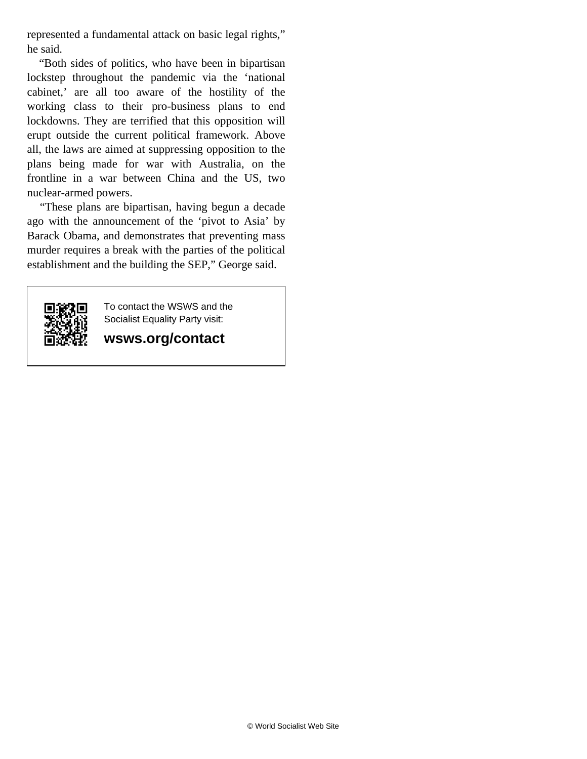represented a fundamental attack on basic legal rights," he said.

"Both sides of politics, who have been in bipartisan lockstep throughout the pandemic via the 'national cabinet,' are all too aware of the hostility of the working class to their pro-business plans to end lockdowns. They are terrified that this opposition will erupt outside the current political framework. Above all, the laws are aimed at suppressing opposition to the plans being made for war with Australia, on the frontline in a war between China and the US, two nuclear-armed powers.

"These plans are bipartisan, having begun a decade ago with the announcement of the 'pivot to Asia' by Barack Obama, and demonstrates that preventing mass murder requires a break with the parties of the political establishment and the building the SEP," George said.

To contact the WSWS and the Socialist Equality Party visit:

**wsws.org/contact**